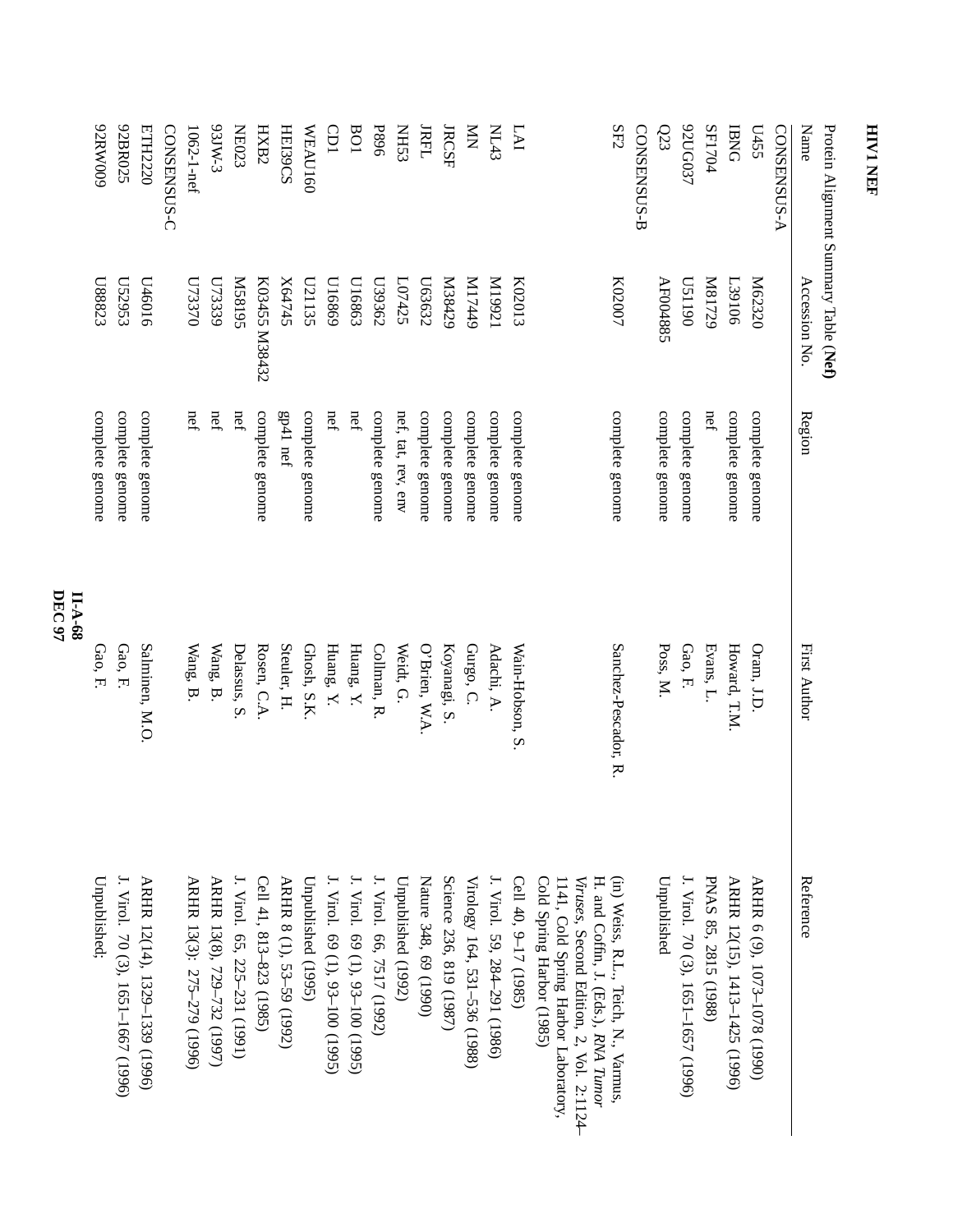## HIV1 NEF

Protein Alignment Summary Table (**Nef**)

| Name | Accession No. | Region | First Author | Reference |
|---|---|---|---|---|
| CONSENSUS-A | | | | |
| U455 | M62320 | complete genome | Oram, J.D. | ARHR 6 (9), 1073–1078 (1990) |
| IBNG | L39106 | complete genome | Howard, T.M. | ARHR 12(15), 1413–1425 (1996) |
| SF1704 | M81729 | nef | Evans, L. | PNAS 85, 2815 (1988) |
| 92UG037 | U51190 | complete genome | Gao, F. | J. Virol. 70 (3), 1651–1657 (1996) |
| Q23 | AF004885 | complete genome | Poss, M. | Unpublished |
| CONSENSUS-B | | | | |
| SF2 | K02007 | complete genome | Sanchez-Pescador, R. | (in) Weiss, R.L., Teich, N., Varmus, H. and Coffin, J. (Eds.), *RNA Tumor Viruses*, Second Edition, 2, Vol. 2:1124–1141, Cold Spring Harbor Laboratory, Cold Spring Harbor (1985) |
| LAI | K02013 | complete genome | Wain-Hobson, S. | Cell 40, 9–17 (1985) |
| NL43 | M19921 | complete genome | Adachi, A. | J. Virol. 59, 284–291 (1986) |
| MN | M17449 | complete genome | Gurgo, C. | Virology 164, 531–536 (1988) |
| JRCSF | M38429 | complete genome | Koyanagi, S. | Science 236, 819 (1987) |
| JRFL | U63632 | complete genome | O'Brien, W.A. | Nature 348, 69 (1990) |
| NH53 | L07425 | nef, tat, rev, env | Weidt, G. | Unpublished (1992) |
| P896 | U39362 | complete genome | Collman, R. | J. Virol. 66, 7517 (1992) |
| BO1 | U16863 | nef | Huang, Y. | J. Virol. 69 (1), 93–100 (1995) |
| CD1 | U16869 | nef | Huang, Y. | J. Virol. 69 (1), 93–100 (1995) |
| WEAU160 | U21135 | complete genome | Ghosh, S.K. | Unpublished (1995) |
| HEI39CS | X64745 | gp41 nef | Steuler, H. | ARHR 8 (1), 53–59 (1992) |
| HXB2 | K03455 M38432 | complete genome | Rosen, C.A. | Cell 41, 813–823 (1985) |
| NE023 | M58195 | nef | Delassus, S. | J. Virol. 65, 225–231 (1991) |
| 93JW-3 | U73339 | nef | Wang, B. | ARHR 13(8), 729–732 (1997) |
| 1062-1-nef | U73370 | nef | Wang, B. | ARHR 13(3): 275–279 (1996) |
| CONSENSUS-C | | | | |
| ETH2220 | U46016 | complete genome | Salminen, M.O. | ARHR 12(14), 1329–1339 (1996) |
| 92BR025 | U52953 | complete genome | Gao, F. | J. Virol. 70 (3), 1651–1667 (1996) |
| 92RW009 | U88823 | complete genome | Gao, F. | Unpublished; |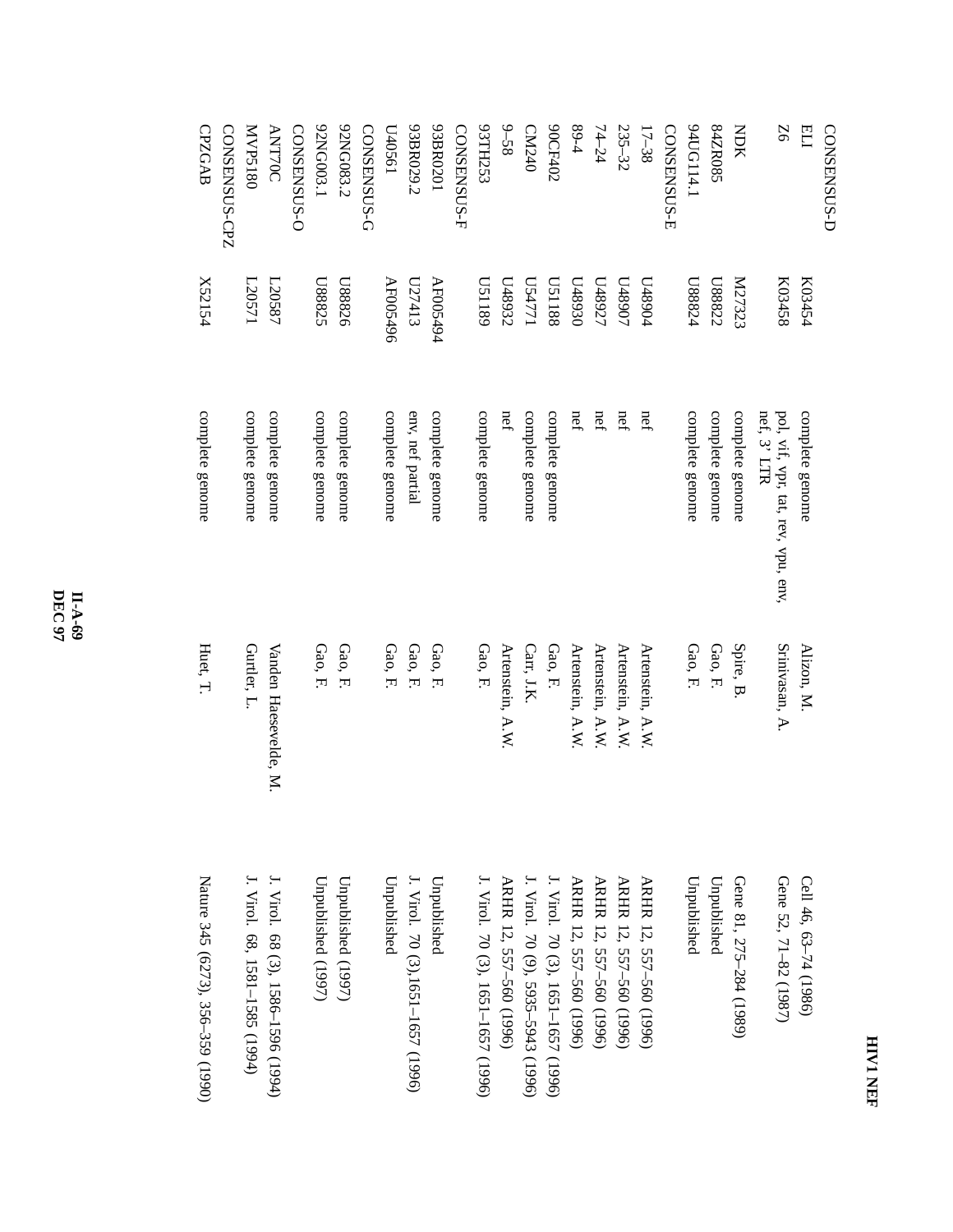| | | | | |
|---|---|---|---|---|
| CONSENSUS-D | | | | |
| ELI | K03454 | complete genome | Alizon, M. | Cell 46, 63–74 (1986) |
| Z6 | K03458 | pol, vif, vpr, tat, rev, vpu, env, nef, 3' LTR | Srinivasan, A. | Gene 52, 71–82 (1987) |
| NDK | M27323 | complete genome | Spire, B. | Gene 81, 275–284 (1989) |
| 84ZR085 | U88822 | complete genome | Gao, F. | Unpublished |
| 94UG114.1 | U88824 | complete genome | Gao, F. | Unpublished |
| CONSENSUS-E | | | | |
| 17–38 | U48904 | nef | Artenstein, A.W. | ARHR 12, 557–560 (1996) |
| 235–32 | U48907 | nef | Artenstein, A.W. | ARHR 12, 557–560 (1996) |
| 74–24 | U48927 | nef | Artenstein, A.W. | ARHR 12, 557–560 (1996) |
| 89-4 | U48930 | nef | Artenstein, A.W. | ARHR 12, 557–560 (1996) |
| 90CF402 | U51188 | complete genome | Gao, F. | J. Virol. 70 (3), 1651–1657 (1996) |
| CM240 | U54771 | complete genome | Carr, J.K. | J. Virol. 70 (9), 5935–5943 (1996) |
| 9–58 | U48932 | nef | Artenstein, A.W. | ARHR 12, 557–560 (1996) |
| 93TH253 | U51189 | complete genome | Gao, F. | J. Virol. 70 (3), 1651–1657 (1996) |
| CONSENSUS-F | | | | |
| 93BR0201 | AF005494 | complete genome | Gao, F. | Unpublished |
| 93BR029.2 | U27413 | env, nef partial | Gao, F. | J. Virol. 70 (3),1651–1657 (1996) |
| U40561 | AF005496 | complete genome | Gao, F. | Unpublished |
| CONSENSUS-G | | | | |
| 92NG083.2 | U88826 | complete genome | Gao, F. | Unpublished (1997) |
| 92NG003.1 | U88825 | complete genome | Gao, F. | Unpublished (1997) |
| CONSENSUS-O | | | | |
| ANT70C | L20587 | complete genome | Vanden Haesevelde, M. | J. Virol. 68 (3), 1586–1596 (1994) |
| MVP5180 | L20571 | complete genome | Gurtler, L. | J. Virol. 68, 1581–1585 (1994) |
| CONSENSUS-CPZ | | | | |
| CPZGAB | X52154 | complete genome | Huet, T. | Nature 345 (6273), 356–359 (1990) |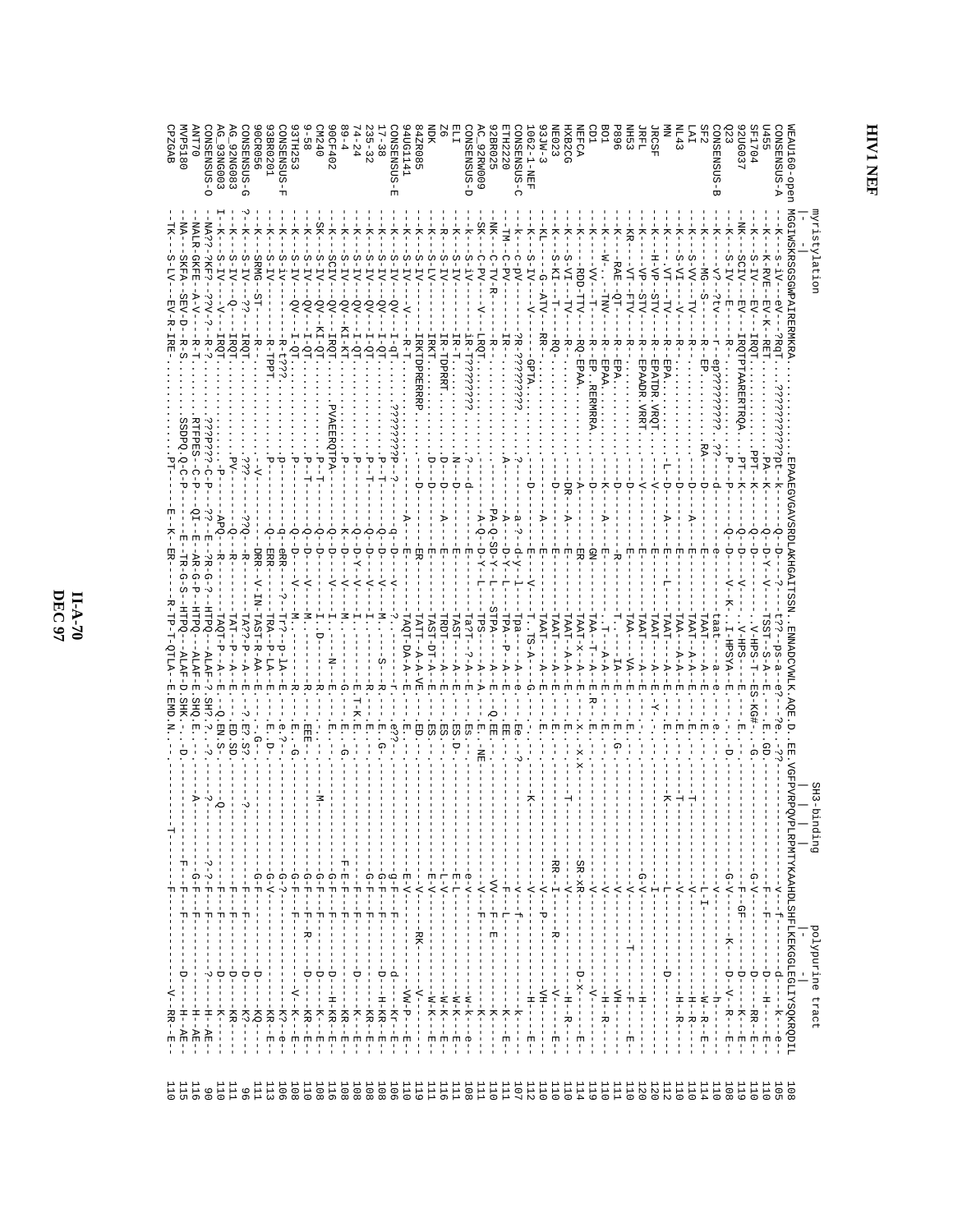# HIV1 NEF

```
              myristylation                                                                                          SH3-binding                      polypurine tract
              |                                                                                                       |  |                              |
WEAU160-open  MGGIWSKRSGGWPAIRERMKRA........................EPAAEGVGAVSRDLAKHGAITSSN..ENNADCVWLK.AQE.D..EE.VGFPVRPQVPLRPMTYKAAHDLSHFLKEKGGLEGLIYSQKRQDIL  108
CONSENSUS-A   -K---s-iV---eV--?RqT.....?????????pt-k-----Q--D----?----t??--ps-a--e?---?e...??-----------------V---f---------d----k---e--  105
U455          -K---K-RVE--EV--K-RET.....................PA-K-----Q--D-Y--V----TSST--S-A---E...E..GD.-------------F-----F-------D--H-----E--  110
SF1704        -K---S-IV---EV--IRQT.......................PPT-K-----Q--D-------------V-HPS-T--ES-KG#...G.--------------G-V----------D-------RR-E--  110
92UG037       -NK--SCIV---EV--IRQTPTAARERTQA...PT-K-----Q--D---V-----V-HPS----E---------------F--GF--------D-------K---E--  119
Q23           -K---S-IV---E----R-......................P--P-----Q--D----V--K..I-HPSYA--E-----D.-----------G-V-----K---D-V--R---E--  108
CONSENSUS-B   -K---V?--?tV----r--ep?????????..??---d----------e---------taat---a--e-----e..---------------------h-----------------  110
SF2           -K---MG--S------R--EP....................RA---D----------E----------TAAT---A--E-----E..-----------L-I------W--R--E--  114
LAI           -K---S-VV---TV----R-......................----D-----A-----E----------TAAT-A-A--E-----E..----T------V------H--R--E--  110
NL43          -K---S-VI---V----R-......................----D-----A-----E----------TAA---A-A--E-----E..----T------V------H--R--E--  110
MN            -K---VT---TV----R--EPA...................-L-D-----A-----E---L------TAAT---A--E-----E..----K------L-------D--------  112
JRCSF         -K---H-VP--STV----R--EPATDR.VRQT.........---V-----------E-----------TAAT---A--E--Y..--------------I------------H--------  120
JRFL          -KR--VP--STV----R--EPAADR.VRRT..........---V-----------E-----------TAAT---A--E-----..---------G-V---------H--------  120
NH53          -KR--VT--FTV----R-........................---D-----------E-----------TAA----VA--E-----E..--------V------T-----F-----E--  110
P896          -K---RAE--QT----R--EPA....................---D-----------R-----------T-----IA--E-----E..G.------V-------VH--------  111
BO1           -K--W..-TNV----R--EPAA....................--K-----A-----E----------.T---A-A--E-----E..--------V-------H--R------  110
CD1           -K---VV---T----R--EP..RERMRRA.............---D-----------GN----------TAA-T--A--E--R--E..--------V-------V-------  119
NEFCA         -K---RDD-TTV----RQ-EPAA...................---A-----------ER----------TAAT-x--A--E-----x..x-x--SR-xR---------D-x------E--  114
HXB2CG        -K---S-VI---TV----R-......................---DR---A-----E-----------TAAT-A-A--E-----E..----T-----V-------H--R----  110
NE023         -K---S-KI---T-----RQ-.....................---D-----------E-----------TAAT---A--E-----E..----RR-I------R-----V------E--  110
93JW-3        -KL---G--ATV----RR-.......................---A-----------E-----------TAAT---A--E-----E..--------V---P------VH------  110
1062-1-NEF    -K---S-IV---V-----GPTA....................---D-----E--V----T..TS-A---G..--K-----------V---------H--------E--  112
CONSENSUS-C   -k---c-pV----?R-??????????.?.............--a-?--d-y--l----Tpa---A--e--Ee..?--------V----f-------k------  107
ETH2220       -TM--C-PV--------IR-......................A-------D-Y--L----TPA--P--A--E--EE..--------V------L-------K---E--  111
92BR025       -NK--C-TV-R-------R-......................PA-Q-SD-Y--L----STPA----A--E--Q.EE..--------VV---F-E-------K------  110
AC_92RW009    -SK--C-PV----V---LRQT....................-A-Q--D-Y--L----TPS----A--A---E..NE.--------V-------F-------K------  111
CONSENSUS-D   -k---S-iV------iR-t?????????..............?---d-------------Ta?T-?-A--E---Es..-------e-V-----------w-k---e--  108
ELI           -K---S-IV------IR-T.......................N---D----------E---------TAST---A--E---ES-D-------E-L----------W-K---E--  111
Z6            -R---S-IV------IR-TDPRRT..................D---D-----A-----E---------TRDT---A--E---ES..-------L-V----------W-K---E--  116
NDK           -K---S-LV------IRKT.......................D---D----------E---------TAST-DT-A--E---ES..-------E-V----------W-K---E--  116
84ZR085       -K---S-IV------IRKTDPRERRP................--------------ER---------TATT--A-A-VE---ED..-------------RK-------V-------  119
94UG114I      -K---S-IV---V-----R-T.....................---D-----A-----E---------TAQT-DA-A--E---E?..-------E-V--------------VW-P---E--  110
CONSENSUS-E   -k---S-IV---QV---I-qT.....?????????p-?--q-D----v-------?-------r--e??--------g-F--F----------d---Kr---e--  106
17-38         -K---S-IV---QV---I-QT.....................P-T-----Q--D----V--------M------S--R---E.G.--------G-F--F-----D--H-KR---E--  108
235-32        -K---S-IV---QV---I-QT.....................P-T-----Q--D----V--------I----------R---E..--------G-F--F-----D--H-KR---E--  108
74-24         -K---S-IV---QV---I-QT.....................P-----Q--D-Y--V--------I-------------E..--------F--F-----------KR---E--  108
89-4          -K---S-IV---QV---I-QT.....................P-------K--D-------M------------------E-T-K.E.--------F--F-----D-------K---E--  108
90CF402       -K---S-IV---QV-KI-KT......................P----------------M-------------G---E..G..-----------F-E-F---------------KR---E--  116
CM240         -K---SCIV---QV---IRQT.....PVAEERQTPA......-----Q--D----V--------I--------N---E..E.--------G-F--F-----D--H-KR---E--  108
9-58          -SK--S-IV---QV-KI-QT......................P-T-----Q--D---------I..D-----R-------.-------M--G-F--F-----D-------K---E--  110
93TH253       -K---S-IV---QV---I-QT.....................P-T-----Q--D----V--------M-----------R---EEE-..--------G-F--F-R-----D--KR---E--  108
CONSENSUS-F   -K---S-iv------R-t???......................p-------q--eRR----?--Tr?--p-lA---E----e.?-.--------G-?-------------K?--e--  106
93BR0201      -K---S-IV------R-TPPT.....................P-------Q--ERR-------TRA-P-LA--E---E..D.--------G-V--------------KR--E--  113
90CR056       -K---SRMG--ST----R-......................V-------DRR--V-IN-TAST-R-AA--E---.G-.--------G-F-------------KQ------  111
CONSENSUS-G   ?--K---S-IV---??----IRQT...............???-----??Q---R-----TA??-P--A--E--.?.E?.S?.--------?---------F--F--------D-----K?------  96
AG_92NG083    -K---S-IV---Q-----IRQT....................PV------Q--R------TAT--P--A--E--ED.SD.--------------F--F--------D-----KR------  111
AG_93NG003    I--K---S-IV---V-----IRQT...................P-----APQ--R------TAQT-P--A--E--Q.EN.S-.----Q-----F--F--------D-----K------  111
CONSENSUS-O   -NA??-?KF?--?V-?--R-?......???P???-C-P----??-E-?R-G-?-HTPQ--ALAF-?.SH?.?.?..----?-----?-?-F--F--?-----H---AE--  90
ANT70         -NALR-GKFE--A-V----R-T....RTFPES--C-P----QI--E-AR-G-P-HTPQ--ALAF-E.SHQ.E...----A-----G-F--F--------H---AE--  116
MVP5180       -NA--SKFA--SEV-D--R-S....SSDPQ.Q-C-P-----E-TR-G-S-HTPQ--ALAF-D.SHK..D..------------F--F--------D-----H---AE--  115
CPZGAB        -TK--S-LV----EV-R-IRE-.....................PT----E--K--ER---R-TP-T-QTLA--E.EMD.N..------T-------F--F--------V-----RR---E--  110
```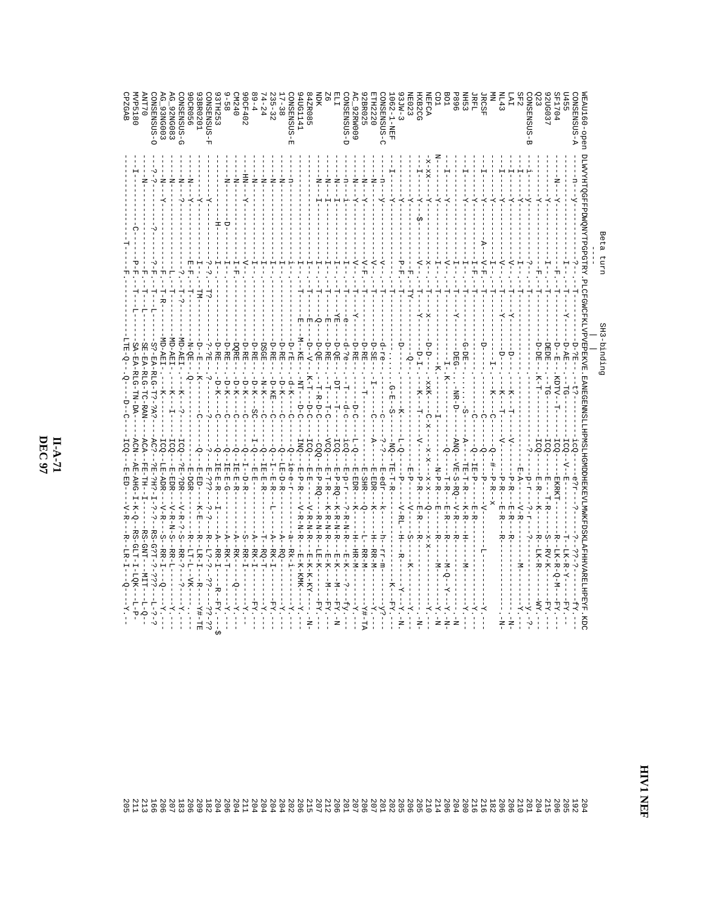```
                              Beta turn                      SH3-binding
                              ----                           |
WEAU160-open  DLWVYHTQGFFPDWQNYTPGPGTRY.PLCFGWCFKLVPVEPEKVE.EANEGENNSLLHPMSLHGMDDHEKEVLMWKFDSKLAFHHVARELHPEYF.KDC  204
CONSENSUS-A   ---n--y----------------?---T-----------D-?E---t?------------icQ---e?r---?---??-?-------FY.---  192
U455          ---------------------I-----T-------Y-----D-AE---TG-----------ICQ---V-E--------T--LK-R-Y----FY.---  205
SF1704        ---N---Y---------------F-----T-------------D--E---KDTV--T-----ICQ-----EKRKT--------R--LK-R-Q-M--FY.---  206
92UG037       ---------Y---------------I-----T-----------DEDE-----TG-----------ICQ-----E---T-R-----S--RV-K-----FY.---  215
Q23           ---------Y-----------------F----T-----------D-DE---K-T---------ICQ----E-R---K-------R--LK-R-------WY.---  204
CONSENSUS-B   ---i----y-----------------?-----T----------------------------------Q--------p-r---?-r----?---------y.-?-  201
SF2           ---I----Y-----------------I-----T-----------------------------------------E-A-------V-R--------M------Y.---  210
LAI           ---I----Y-----------------V-----T----Y------D---------K--T----V-------P-R-----E-R---R-------------.N-  206
NL43          ---I----Y-----------------V-----T----Y------D---------K--T----V-------P-R-----E-R---R-------------.N-  206
MN            --------Y------------------I----T----------I-------K----C------Q--#---P-R--x-  182
JRCSF         ---I----Y--------------------I----T--------D-----------C---------Q-----P-----------V-------L-------Y.---  216
JRFL          ---I----Y-------------A---V-F----T-----------------------C---------Q---IE-P-------E-R-----------------Y.---  216
NH53          ---I----Y--------------I-F----T-----------G-DE--------S-----A-----TE-T-R---K-R---H------M---------Y.---  200
P896          --------Y--------------I-----T------Y----DEG-----NR-D---ANQ--VE-S-RQ--V-R---R----------------N  204
BO1           ---I----Y--------------V-----T---------------I-K-----------Q---T-R----E-R---R-------M-Q--Y--Y.N-  206
CD1           --------Y--------------I-----T----------------K.---------I---------N-P-R----E-----R-------M--------Y.N  214
NEFCA         -X-XX---Y--------------X-----T----X------D-D-----XXK-----C-X----x-x------Q------x-x-----------Y.---  210
HXB2CG        ---I----Y---$----------V-----T----Y----D-I--------K--T------V------------P-R-----E-R---R-------------.N-  205
NE023         --------Q-------------F----TY--------------------------------E-P--------V----------S---K-------Y.---  206
93JW-3        --------Y--------------P-F----T---------D-----------K-----L-Q-----P-------V-RL--H--R-----Y---Y.N.  205
1062-1-NEF    ---I----Y--------------------T--------------------G-E-S---NQ--TE-T-R----------K--FY.---  202
CONSENSUS-C   ---n----y--------------V-----T--------d-re---------c----?-?---E-edr---k-------h--rr-m------y?.---  201
ETH2220       ---N----Y--------------V-----T-------------D-SE----I-----C----A-------E-EDR---K-------H--RR-M------Y.---  207
92BR025       ---N----Y--------------V-F----T--------D-RE-------T----------------E-SHR---Q-------L--RR-M------Y#.TA  206
AC_92RW009    ---N----Y--------------V-----T--Y------D-RE---------D-C-----L-Q-----E-EDR---K-------H--HR-M------Y.---  207
CONSENSUS-D   ---n----i--------------I-----T----e--------d-?e---T---d-c-----icQ-----E-p-r----?-R-N-R---E-K--?---fy.---  201
ELI           ---N----I--------------I-----T----YE---D-QE---DT---T-----ICQ-----E-P-RQ---K-R-N-R---E-K--M---FY.N  206
Z6            ---N----I--------------I-----T-------------D-RE---T---T-C-----VCQ-----E-T-R---K-R-N-R---E-K--M---FY.---  212
NDK           ---N----I--------------I-----T----Q----D-QE---T-R-D-C-----CQQ----E-P-RQ---R-N-R---LE-K---------FY.---  207
84ZR085       ---------------------I-----T-----E----D-V--K-T---D-C------ICQ-----E-E------V-R-N-R---E-K-K-KY-----N-  215
94UG1141      ---------------------I-----T-----E---M--KE---NT---D-C-----INQ----E-P-R------V-R-N-R---E-K-KMK----Y.---  206
CONSENSUS-E   ---n-------------------I-----T--------D-rE-----d-k---C-----Q--ie-e-r-----------a--Rk-i--------Y.---  202
17-38         ---N-------------------I-----T--------D-RE-----D-K---C-----Q--LE-D-R-----------A--RQ-----------Y.---  204
235-32        ---N-------------------I-----T--------D-RE-----D-KE--C-----Q--I-E-R----L------A--RK-I------FY.---  204
74-24         ---N-------------------I-----T--------D-RE-----D-K---C-----Q--IE-E-R----------T--RQ-T-----Y.---  204
89-4          ---N-------------------I-----T--------DSGE-----N-K---C-----I-Q--IE-E-R--------A--RK-I--FY.---  204
90CF402       ---HN----Y-------------V-----T--------D-RE-----D-K--SC-----Q--I-D-R-----------S--RR-I--------Y.---  211
CM240         ---N---------------------I-F----T-------DQRE-----D-K---C-----Q--IE-E-R--------A--RK------Q----Y.---  204
9-58          ---N---------D---------I-----T--------D-RE-----D-K---C-----Q--IE-E-G--------A--RK-T------Y.---  206
93TH253       -----------------H-----I-----T--------D-RE-----D-K---C-----Q--IE-E-R----I------A--RR-I------R-FY.--$  204
CONSENSUS-F   ---------Y-------------?-?----T?-------?-?E---?------?-----?--E-???---?-?-----R--L?-?--??------??.??  182
93BR0201      ---------Y-------------I-----TM-------D-E---K--------C-----Q------E-ED------K-E------R--LR-I------R---Y#.TE  209
90CR056       ---N----Y------------E-F-----T---------N-QE----Q-----------------E-DGR----------R--LT-L--VK------.---  206
CONSENSUS-G   ---N----?--------------?----T-?-------MD-AEI.---K---?----ICQ--?E-?DR---V-R-?-S--RR-?---?----Y.---  183
AG_92NG083    ---N-------------------L-----T--------MD-AEI.---K---I----ICQ----E-EDR---V-R-N-S--RR-L--------Y.---  207
AG_93NG003    ---N----Y--------------F-----T-R-------MD-AEI.---K----------ICQ--LE-ADR---V-R---S--RR-I--Q------Y.---  206
CONSENSUS-O   ---?-?------?----------?-F----T--L-----SP-EA-RLG-TP-?A?---AC?--?E-?H?-I-?-?---RS-G?T-?-???------L-?-?  166
ANT70         -------N---------------F-----T--L------SE-EA-RLG-TC-RAN---ACA---FE-TH--I----------RS-GNT---MIT------L-Q--  213
MVP5180       -------I---------C-----P-F----T--L-----SA-EA-RLG-TN-DA----ACN---AE-AHG-I-K-Q---RS-GLT-I-LQK------L-P-  211
CPZGAB        -------------------T---F-----------LTE-Q---Q----D--C-----ICQ---E-ED---------V-R----R--LR-I---Q------Y.---  205
```